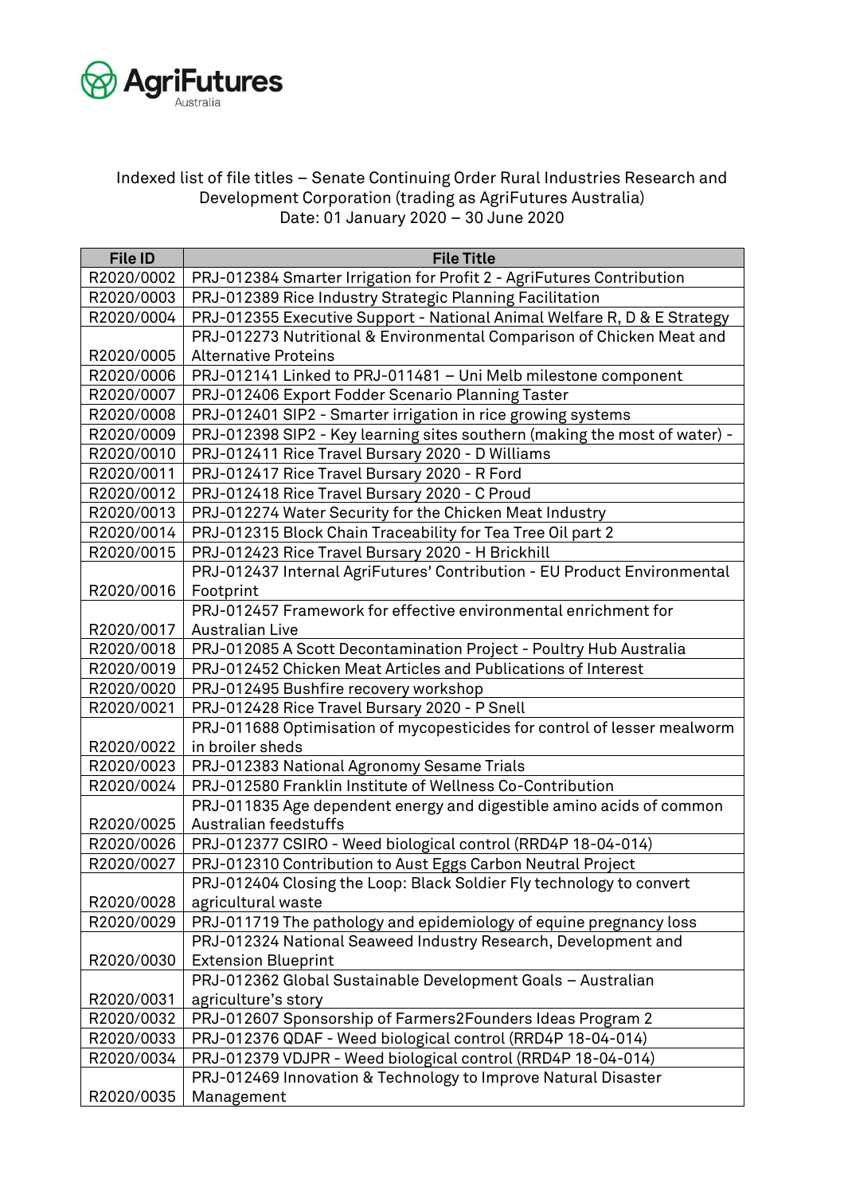AgriFutures Australia

Indexed list of file titles – Senate Continuing Order Rural Industries Research and Development Corporation (trading as AgriFutures Australia)
Date: 01 January 2020 – 30 June 2020

| File ID | File Title |
|---|---|
| R2020/0002 | PRJ-012384 Smarter Irrigation for Profit 2 - AgriFutures Contribution |
| R2020/0003 | PRJ-012389 Rice Industry Strategic Planning Facilitation |
| R2020/0004 | PRJ-012355 Executive Support - National Animal Welfare R, D & E Strategy |
| R2020/0005 | PRJ-012273 Nutritional & Environmental Comparison of Chicken Meat and Alternative Proteins |
| R2020/0006 | PRJ-012141 Linked to PRJ-011481 – Uni Melb milestone component |
| R2020/0007 | PRJ-012406 Export Fodder Scenario Planning Taster |
| R2020/0008 | PRJ-012401 SIP2 - Smarter irrigation in rice growing systems |
| R2020/0009 | PRJ-012398 SIP2 - Key learning sites southern (making the most of water) - |
| R2020/0010 | PRJ-012411 Rice Travel Bursary 2020 - D Williams |
| R2020/0011 | PRJ-012417 Rice Travel Bursary 2020 - R Ford |
| R2020/0012 | PRJ-012418 Rice Travel Bursary 2020 - C Proud |
| R2020/0013 | PRJ-012274 Water Security for the Chicken Meat Industry |
| R2020/0014 | PRJ-012315 Block Chain Traceability for Tea Tree Oil part 2 |
| R2020/0015 | PRJ-012423 Rice Travel Bursary 2020 - H Brickhill |
| R2020/0016 | PRJ-012437 Internal AgriFutures' Contribution - EU Product Environmental Footprint |
| R2020/0017 | PRJ-012457 Framework for effective environmental enrichment for Australian Live |
| R2020/0018 | PRJ-012085 A Scott Decontamination Project - Poultry Hub Australia |
| R2020/0019 | PRJ-012452 Chicken Meat Articles and Publications of Interest |
| R2020/0020 | PRJ-012495 Bushfire recovery workshop |
| R2020/0021 | PRJ-012428 Rice Travel Bursary 2020 - P Snell |
| R2020/0022 | PRJ-011688 Optimisation of mycopesticides for control of lesser mealworm in broiler sheds |
| R2020/0023 | PRJ-012383 National Agronomy Sesame Trials |
| R2020/0024 | PRJ-012580 Franklin Institute of Wellness Co-Contribution |
| R2020/0025 | PRJ-011835 Age dependent energy and digestible amino acids of common Australian feedstuffs |
| R2020/0026 | PRJ-012377 CSIRO - Weed biological control (RRD4P 18-04-014) |
| R2020/0027 | PRJ-012310 Contribution to Aust Eggs Carbon Neutral Project |
| R2020/0028 | PRJ-012404 Closing the Loop: Black Soldier Fly technology to convert agricultural waste |
| R2020/0029 | PRJ-011719 The pathology and epidemiology of equine pregnancy loss |
| R2020/0030 | PRJ-012324 National Seaweed Industry Research, Development and Extension Blueprint |
| R2020/0031 | PRJ-012362 Global Sustainable Development Goals – Australian agriculture's story |
| R2020/0032 | PRJ-012607 Sponsorship of Farmers2Founders Ideas Program 2 |
| R2020/0033 | PRJ-012376 QDAF - Weed biological control (RRD4P 18-04-014) |
| R2020/0034 | PRJ-012379 VDJPR - Weed biological control (RRD4P 18-04-014) |
| R2020/0035 | PRJ-012469 Innovation & Technology to Improve Natural Disaster Management |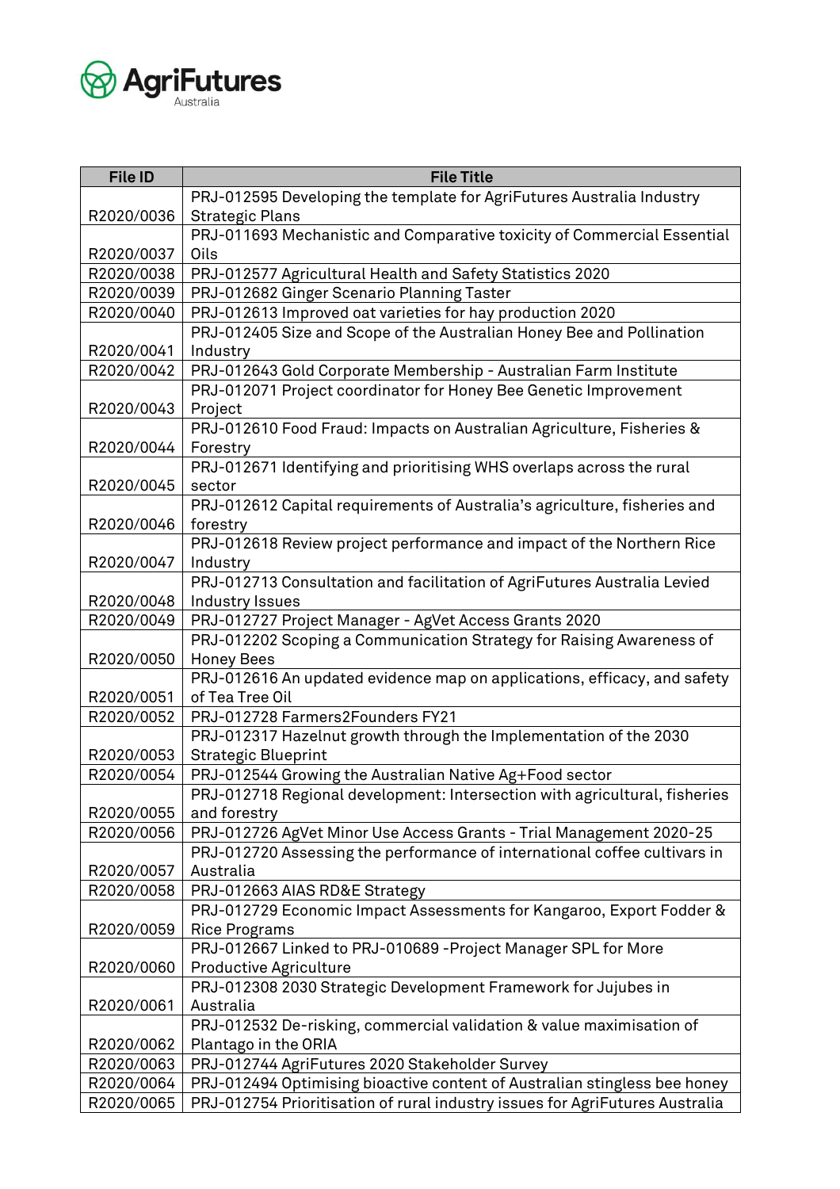| File ID | File Title |
|---|---|
| R2020/0036 | PRJ-012595 Developing the template for AgriFutures Australia Industry Strategic Plans |
| R2020/0037 | PRJ-011693 Mechanistic and Comparative toxicity of Commercial Essential Oils |
| R2020/0038 | PRJ-012577 Agricultural Health and Safety Statistics 2020 |
| R2020/0039 | PRJ-012682 Ginger Scenario Planning Taster |
| R2020/0040 | PRJ-012613 Improved oat varieties for hay production 2020 |
| R2020/0041 | PRJ-012405 Size and Scope of the Australian Honey Bee and Pollination Industry |
| R2020/0042 | PRJ-012643 Gold Corporate Membership - Australian Farm Institute |
| R2020/0043 | PRJ-012071 Project coordinator for Honey Bee Genetic Improvement Project |
| R2020/0044 | PRJ-012610 Food Fraud: Impacts on Australian Agriculture, Fisheries & Forestry |
| R2020/0045 | PRJ-012671 Identifying and prioritising WHS overlaps across the rural sector |
| R2020/0046 | PRJ-012612 Capital requirements of Australia's agriculture, fisheries and forestry |
| R2020/0047 | PRJ-012618 Review project performance and impact of the Northern Rice Industry |
| R2020/0048 | PRJ-012713 Consultation and facilitation of AgriFutures Australia Levied Industry Issues |
| R2020/0049 | PRJ-012727 Project Manager - AgVet Access Grants 2020 |
| R2020/0050 | PRJ-012202 Scoping a Communication Strategy for Raising Awareness of Honey Bees |
| R2020/0051 | PRJ-012616 An updated evidence map on applications, efficacy, and safety of Tea Tree Oil |
| R2020/0052 | PRJ-012728 Farmers2Founders FY21 |
| R2020/0053 | PRJ-012317 Hazelnut growth through the Implementation of the 2030 Strategic Blueprint |
| R2020/0054 | PRJ-012544 Growing the Australian Native Ag+Food sector |
| R2020/0055 | PRJ-012718 Regional development: Intersection with agricultural, fisheries and forestry |
| R2020/0056 | PRJ-012726 AgVet Minor Use Access Grants - Trial Management 2020-25 |
| R2020/0057 | PRJ-012720 Assessing the performance of international coffee cultivars in Australia |
| R2020/0058 | PRJ-012663 AIAS RD&E Strategy |
| R2020/0059 | PRJ-012729 Economic Impact Assessments for Kangaroo, Export Fodder & Rice Programs |
| R2020/0060 | PRJ-012667 Linked to PRJ-010689 -Project Manager SPL for More Productive Agriculture |
| R2020/0061 | PRJ-012308 2030 Strategic Development Framework for Jujubes in Australia |
| R2020/0062 | PRJ-012532 De-risking, commercial validation & value maximisation of Plantago in the ORIA |
| R2020/0063 | PRJ-012744 AgriFutures 2020 Stakeholder Survey |
| R2020/0064 | PRJ-012494 Optimising bioactive content of Australian stingless bee honey |
| R2020/0065 | PRJ-012754 Prioritisation of rural industry issues for AgriFutures Australia |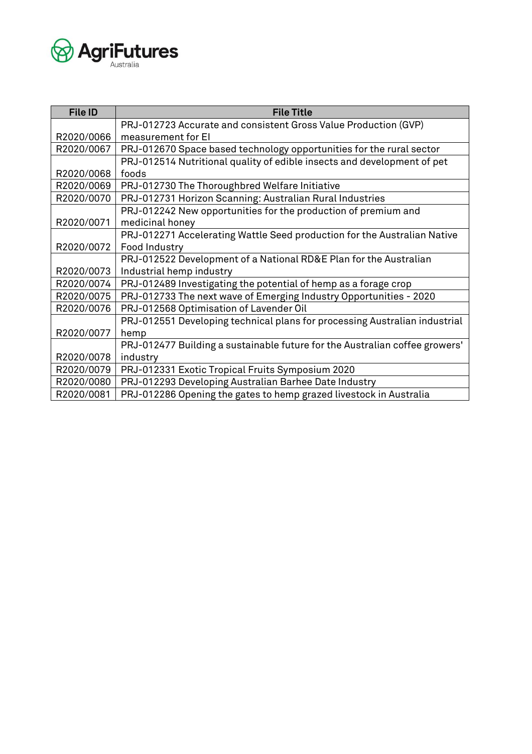| File ID | File Title |
| --- | --- |
| R2020/0066 | PRJ-012723 Accurate and consistent Gross Value Production (GVP) measurement for EI |
| R2020/0067 | PRJ-012670 Space based technology opportunities for the rural sector |
| R2020/0068 | PRJ-012514 Nutritional quality of edible insects and development of pet foods |
| R2020/0069 | PRJ-012730 The Thoroughbred Welfare Initiative |
| R2020/0070 | PRJ-012731 Horizon Scanning: Australian Rural Industries |
| R2020/0071 | PRJ-012242 New opportunities for the production of premium and medicinal honey |
| R2020/0072 | PRJ-012271 Accelerating Wattle Seed production for the Australian Native Food Industry |
| R2020/0073 | PRJ-012522 Development of a National RD&E Plan for the Australian Industrial hemp industry |
| R2020/0074 | PRJ-012489 Investigating the potential of hemp as a forage crop |
| R2020/0075 | PRJ-012733 The next wave of Emerging Industry Opportunities - 2020 |
| R2020/0076 | PRJ-012568 Optimisation of Lavender Oil |
| R2020/0077 | PRJ-012551 Developing technical plans for processing Australian industrial hemp |
| R2020/0078 | PRJ-012477 Building a sustainable future for the Australian coffee growers' industry |
| R2020/0079 | PRJ-012331 Exotic Tropical Fruits Symposium 2020 |
| R2020/0080 | PRJ-012293 Developing Australian Barhee Date Industry |
| R2020/0081 | PRJ-012286 Opening the gates to hemp grazed livestock in Australia |